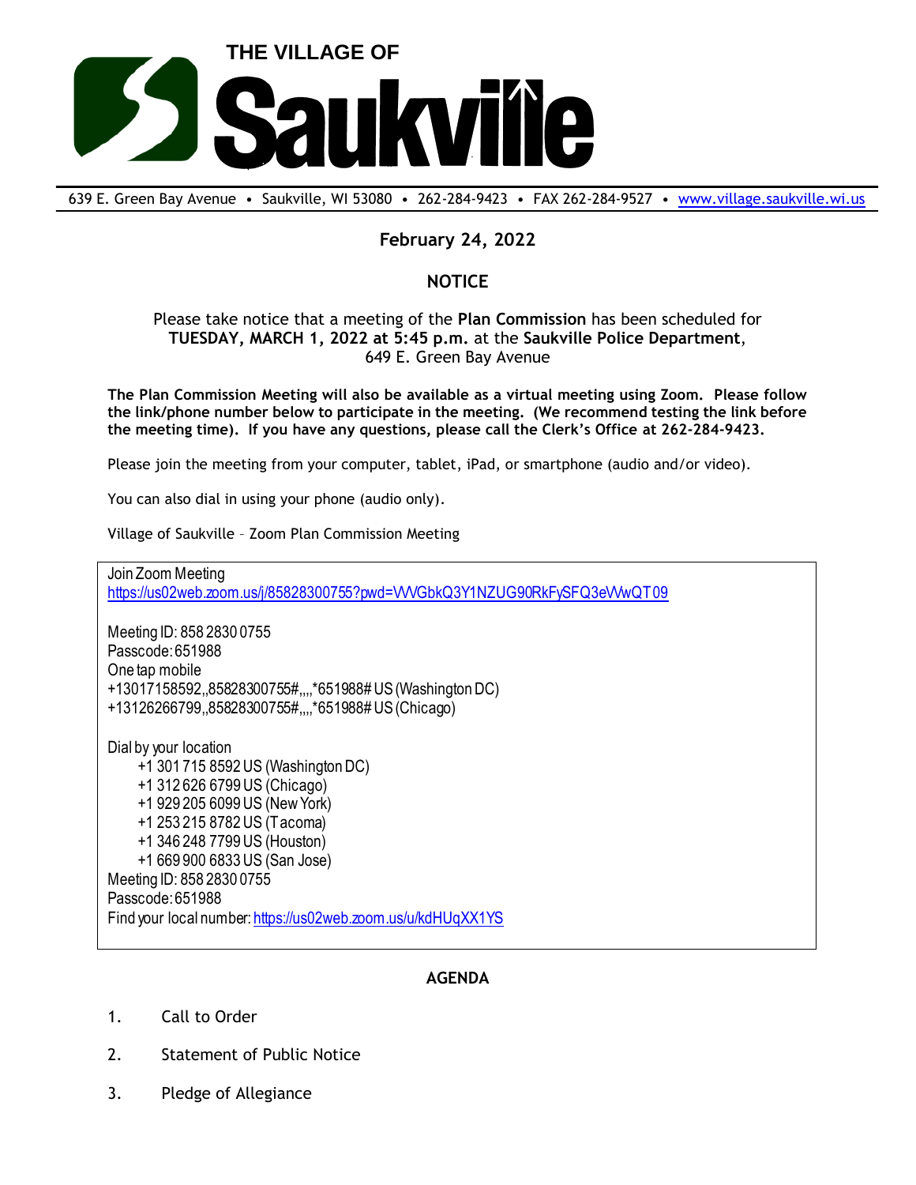# THE VILLAGE OF Saukville

639 E. Green Bay Avenue • Saukville, WI 53080 • 262-284-9423 • FAX 262-284-9527 • www.village.saukville.wi.us

**February 24, 2022**

**NOTICE**

Please take notice that a meeting of the **Plan Commission** has been scheduled for **TUESDAY, MARCH 1, 2022 at 5:45 p.m.** at the **Saukville Police Department**, 649 E. Green Bay Avenue

**The Plan Commission Meeting will also be available as a virtual meeting using Zoom. Please follow the link/phone number below to participate in the meeting. (We recommend testing the link before the meeting time). If you have any questions, please call the Clerk's Office at 262-284-9423.**

Please join the meeting from your computer, tablet, iPad, or smartphone (audio and/or video).

You can also dial in using your phone (audio only).

Village of Saukville – Zoom Plan Commission Meeting

Join Zoom Meeting
https://us02web.zoom.us/j/85828300755?pwd=VWGbkQ3Y1NZUG90RkFySFQ3eVWwQT09

Meeting ID: 858 2830 0755
Passcode: 651988
One tap mobile
+13017158592,,85828300755#,,,,*651988# US (Washington DC)
+13126266799,,85828300755#,,,,*651988# US (Chicago)

Dial by your location
- +1 301 715 8592 US (Washington DC)
- +1 312 626 6799 US (Chicago)
- +1 929 205 6099 US (New York)
- +1 253 215 8782 US (Tacoma)
- +1 346 248 7799 US (Houston)
- +1 669 900 6833 US (San Jose)

Meeting ID: 858 2830 0755
Passcode: 651988
Find your local number: https://us02web.zoom.us/u/kdHUqXX1YS

**AGENDA**

1. Call to Order
2. Statement of Public Notice
3. Pledge of Allegiance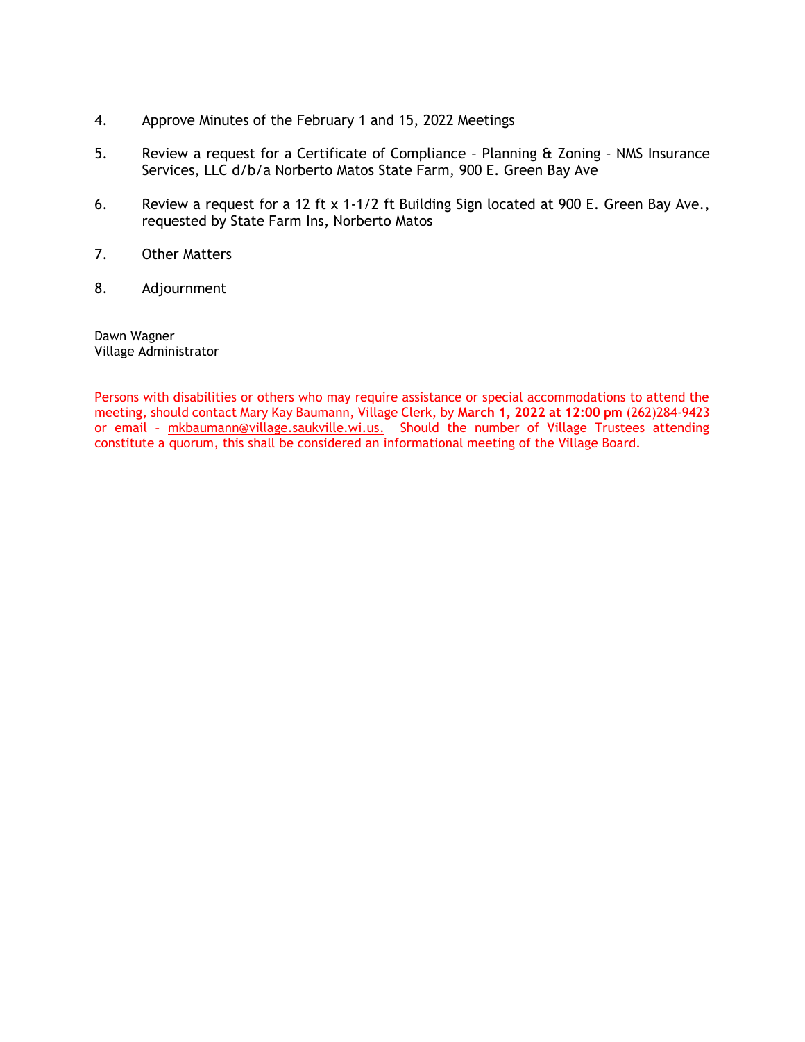4. Approve Minutes of the February 1 and 15, 2022 Meetings

5. Review a request for a Certificate of Compliance – Planning & Zoning – NMS Insurance Services, LLC d/b/a Norberto Matos State Farm, 900 E. Green Bay Ave

6. Review a request for a 12 ft x 1-1/2 ft Building Sign located at 900 E. Green Bay Ave., requested by State Farm Ins, Norberto Matos

7. Other Matters

8. Adjournment

Dawn Wagner
Village Administrator

Persons with disabilities or others who may require assistance or special accommodations to attend the meeting, should contact Mary Kay Baumann, Village Clerk, by **March 1, 2022 at 12:00 pm** (262)284-9423 or email – mkbaumann@village.saukville.wi.us. Should the number of Village Trustees attending constitute a quorum, this shall be considered an informational meeting of the Village Board.